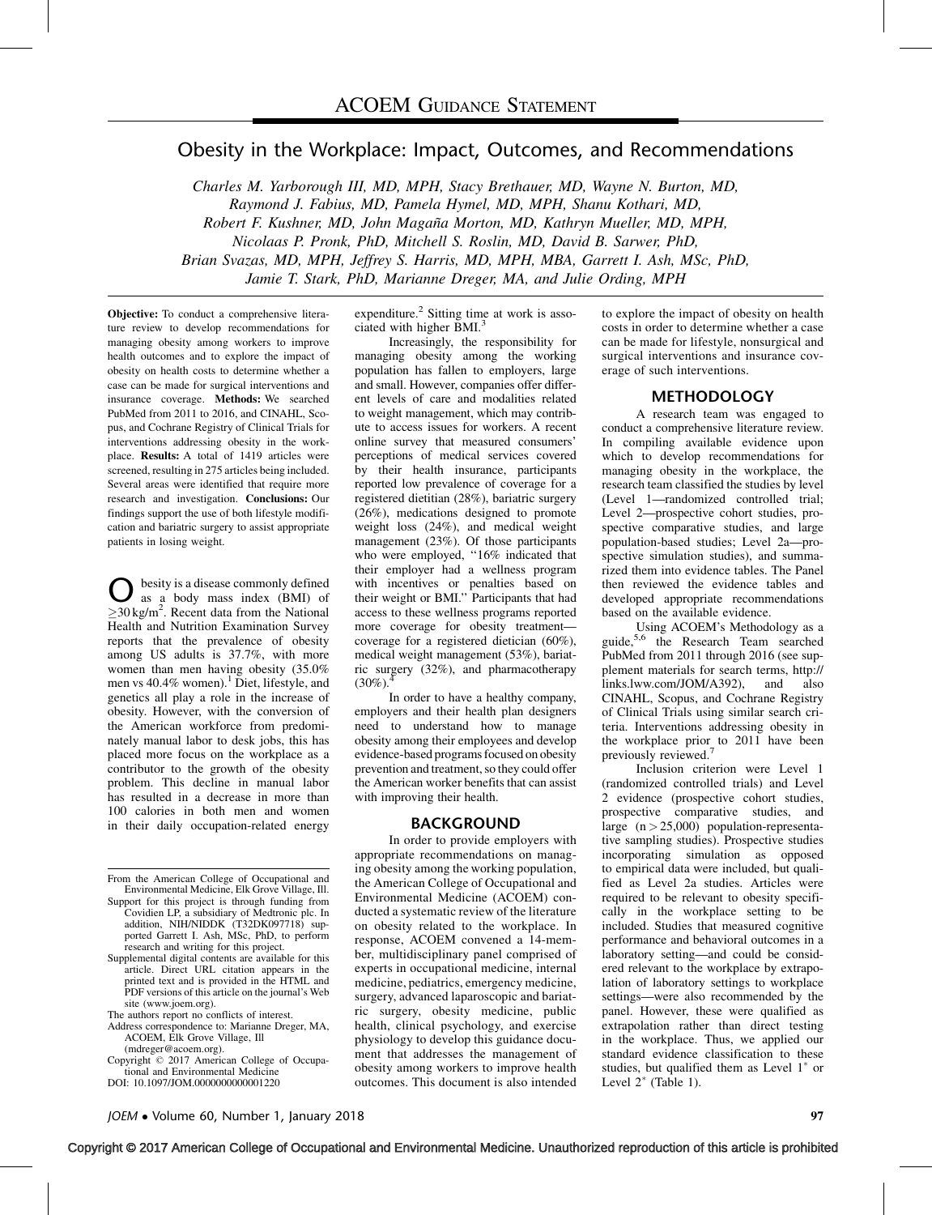ACOEM GUIDANCE STATEMENT

# Obesity in the Workplace: Impact, Outcomes, and Recommendations

*Charles M. Yarborough III, MD, MPH, Stacy Brethauer, MD, Wayne N. Burton, MD, Raymond J. Fabius, MD, Pamela Hymel, MD, MPH, Shanu Kothari, MD, Robert F. Kushner, MD, John Magaña Morton, MD, Kathryn Mueller, MD, MPH, Nicolaas P. Pronk, PhD, Mitchell S. Roslin, MD, David B. Sarwer, PhD, Brian Svazas, MD, MPH, Jeffrey S. Harris, MD, MPH, MBA, Garrett I. Ash, MSc, PhD, Jamie T. Stark, PhD, Marianne Dreger, MA, and Julie Ording, MPH*

**Objective:** To conduct a comprehensive literature review to develop recommendations for managing obesity among workers to improve health outcomes and to explore the impact of obesity on health costs to determine whether a case can be made for surgical interventions and insurance coverage. **Methods:** We searched PubMed from 2011 to 2016, and CINAHL, Scopus, and Cochrane Registry of Clinical Trials for interventions addressing obesity in the workplace. **Results:** A total of 1419 articles were screened, resulting in 275 articles being included. Several areas were identified that require more research and investigation. **Conclusions:** Our findings support the use of both lifestyle modification and bariatric surgery to assist appropriate patients in losing weight.

Obesity is a disease commonly defined as a body mass index (BMI) of $\geq 30\,\text{kg/m}^2$. Recent data from the National Health and Nutrition Examination Survey reports that the prevalence of obesity among US adults is 37.7%, with more women than men having obesity (35.0% men vs 40.4% women).[1] Diet, lifestyle, and genetics all play a role in the increase of obesity. However, with the conversion of the American workforce from predominately manual labor to desk jobs, this has placed more focus on the workplace as a contributor to the growth of the obesity problem. This decline in manual labor has resulted in a decrease in more than 100 calories in both men and women in their daily occupation-related energy expenditure.[2] Sitting time at work is associated with higher BMI.[3]

Increasingly, the responsibility for managing obesity among the working population has fallen to employers, large and small. However, companies offer different levels of care and modalities related to weight management, which may contribute to access issues for workers. A recent online survey that measured consumers' perceptions of medical services covered by their health insurance, participants reported low prevalence of coverage for a registered dietitian (28%), bariatric surgery (26%), medications designed to promote weight loss (24%), and medical weight management (23%). Of those participants who were employed, "16% indicated that their employer had a wellness program with incentives or penalties based on their weight or BMI." Participants that had access to these wellness programs reported more coverage for obesity treatment—coverage for a registered dietician (60%), medical weight management (53%), bariatric surgery (32%), and pharmacotherapy (30%).[4]

In order to have a healthy company, employers and their health plan designers need to understand how to manage obesity among their employees and develop evidence-based programs focused on obesity prevention and treatment, so they could offer the American worker benefits that can assist with improving their health.

## BACKGROUND

In order to provide employers with appropriate recommendations on managing obesity among the working population, the American College of Occupational and Environmental Medicine (ACOEM) conducted a systematic review of the literature on obesity related to the workplace. In response, ACOEM convened a 14-member, multidisciplinary panel comprised of experts in occupational medicine, internal medicine, pediatrics, emergency medicine, surgery, advanced laparoscopic and bariatric surgery, obesity medicine, public health, clinical psychology, and exercise physiology to develop this guidance document that addresses the management of obesity among workers to improve health outcomes. This document is also intended to explore the impact of obesity on health costs in order to determine whether a case can be made for lifestyle, nonsurgical and surgical interventions and insurance coverage of such interventions.

## METHODOLOGY

A research team was engaged to conduct a comprehensive literature review. In compiling available evidence upon which to develop recommendations for managing obesity in the workplace, the research team classified the studies by level (Level 1—randomized controlled trial; Level 2—prospective cohort studies, prospective comparative studies, and large population-based studies; Level 2a—prospective simulation studies), and summarized them into evidence tables. The Panel then reviewed the evidence tables and developed appropriate recommendations based on the available evidence.

Using ACOEM's Methodology as a guide,[5,6] the Research Team searched PubMed from 2011 through 2016 (see supplement materials for search terms, http://links.lww.com/JOM/A392), and also CINAHL, Scopus, and Cochrane Registry of Clinical Trials using similar search criteria. Interventions addressing obesity in the workplace prior to 2011 have been previously reviewed.[7]

Inclusion criterion were Level 1 (randomized controlled trials) and Level 2 evidence (prospective cohort studies, prospective comparative studies, and large ($n > 25{,}000$) population-representative sampling studies). Prospective studies incorporating simulation as opposed to empirical data were included, but qualified as Level 2a studies. Articles were required to be relevant to obesity specifically in the workplace setting to be included. Studies that measured cognitive performance and behavioral outcomes in a laboratory setting—and could be considered relevant to the workplace by extrapolation of laboratory settings to workplace settings—were also recommended by the panel. However, these were qualified as extrapolation rather than direct testing in the workplace. Thus, we applied our standard evidence classification to these studies, but qualified them as Level 1* or Level 2* (Table 1).

From the American College of Occupational and Environmental Medicine, Elk Grove Village, Ill.

Support for this project is through funding from Covidien LP, a subsidiary of Medtronic plc. In addition, NIH/NIDDK (T32DK097718) supported Garrett I. Ash, MSc, PhD, to perform research and writing for this project.

Supplemental digital contents are available for this article. Direct URL citation appears in the printed text and is provided in the HTML and PDF versions of this article on the journal's Web site (www.joem.org).

The authors report no conflicts of interest.

Address correspondence to: Marianne Dreger, MA, ACOEM, Elk Grove Village, Ill (mdreger@acoem.org).

Copyright © 2017 American College of Occupational and Environmental Medicine

DOI: 10.1097/JOM.0000000000001220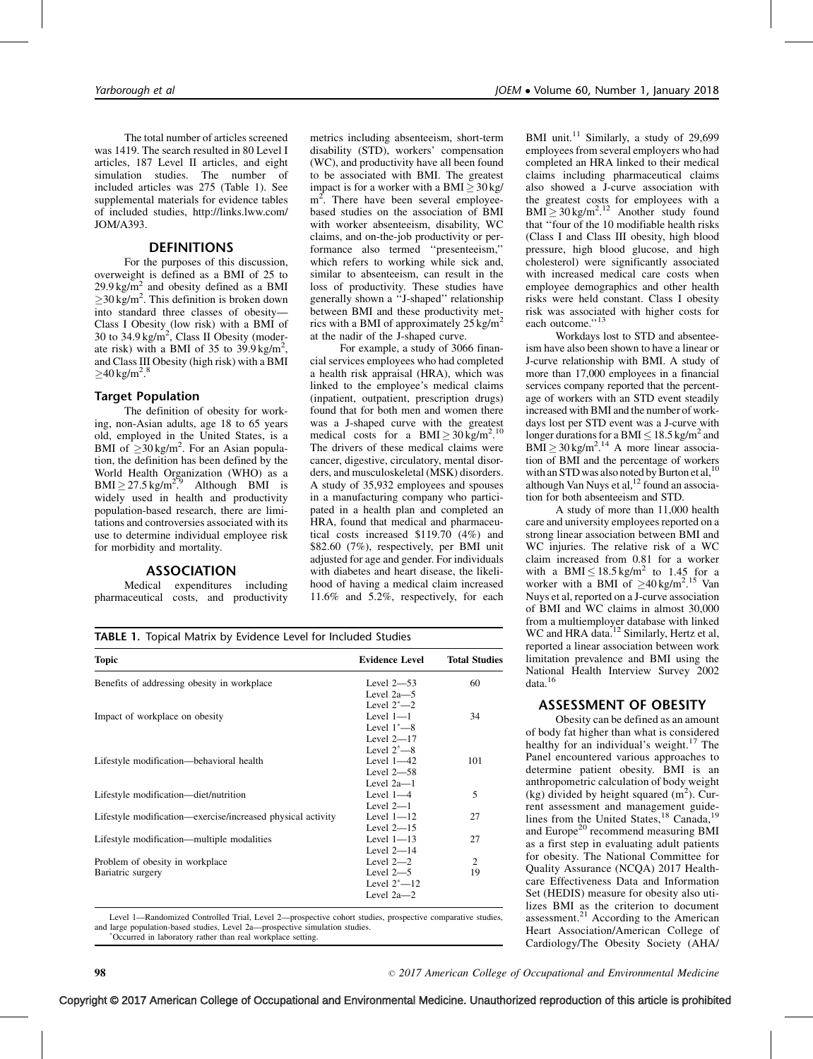The total number of articles screened was 1419. The search resulted in 80 Level I articles, 187 Level II articles, and eight simulation studies. The number of included articles was 275 (Table 1). See supplemental materials for evidence tables of included studies, http://links.lww.com/JOM/A393.

## DEFINITIONS

For the purposes of this discussion, overweight is defined as a BMI of 25 to $29.9\,kg/m^2$ and obesity defined as a BMI $\geq 30\,kg/m^2$. This definition is broken down into standard three classes of obesity—Class I Obesity (low risk) with a BMI of 30 to $34.9\,kg/m^2$, Class II Obesity (moderate risk) with a BMI of 35 to $39.9\,kg/m^2$, and Class III Obesity (high risk) with a BMI $\geq 40\,kg/m^2$.[8]

### Target Population

The definition of obesity for working, non-Asian adults, age 18 to 65 years old, employed in the United States, is a BMI of $\geq 30\,kg/m^2$. For an Asian population, the definition has been defined by the World Health Organization (WHO) as a $BMI \geq 27.5\,kg/m^2$.[9] Although BMI is widely used in health and productivity population-based research, there are limitations and controversies associated with its use to determine individual employee risk for morbidity and mortality.

## ASSOCIATION

Medical expenditures including pharmaceutical costs, and productivity metrics including absenteeism, short-term disability (STD), workers' compensation (WC), and productivity have all been found to be associated with BMI. The greatest impact is for a worker with a $BMI \geq 30\,kg/m^2$. There have been several employee-based studies on the association of BMI with worker absenteeism, disability, WC claims, and on-the-job productivity or performance also termed "presenteeism," which refers to working while sick and, similar to absenteeism, can result in the loss of productivity. These studies have generally shown a "J-shaped" relationship between BMI and these productivity metrics with a BMI of approximately $25\,kg/m^2$ at the nadir of the J-shaped curve.

For example, a study of 3066 financial services employees who had completed a health risk appraisal (HRA), which was linked to the employee's medical claims (inpatient, outpatient, prescription drugs) found that for both men and women there was a J-shaped curve with the greatest medical costs for a $BMI \geq 30\,kg/m^2$.[10] The drivers of these medical claims were cancer, digestive, circulatory, mental disorders, and musculoskeletal (MSK) disorders. A study of 35,932 employees and spouses in a manufacturing company who participated in a health plan and completed an HRA, found that medical and pharmaceutical costs increased \$119.70 (4%) and \$82.60 (7%), respectively, per BMI unit adjusted for age and gender. For individuals with diabetes and heart disease, the likelihood of having a medical claim increased 11.6% and 5.2%, respectively, for each BMI unit.[11] Similarly, a study of 29,699 employees from several employers who had completed an HRA linked to their medical claims including pharmaceutical claims also showed a J-curve association with the greatest costs for employees with a $BMI \geq 30\,kg/m^2$.[12] Another study found that "four of the 10 modifiable health risks (Class I and Class III obesity, high blood pressure, high blood glucose, and high cholesterol) were significantly associated with increased medical care costs when employee demographics and other health risks were held constant. Class I obesity risk was associated with higher costs for each outcome."[13]

Workdays lost to STD and absenteeism have also been shown to have a linear or J-curve relationship with BMI. A study of more than 17,000 employees in a financial services company reported that the percentage of workers with an STD event steadily increased with BMI and the number of workdays lost per STD event was a J-curve with longer durations for a $BMI \leq 18.5\,kg/m^2$ and $BMI \geq 30\,kg/m^2$.[14] A more linear association of BMI and the percentage of workers with an STD was also noted by Burton et al,[10] although Van Nuys et al,[12] found an association for both absenteeism and STD.

A study of more than 11,000 health care and university employees reported on a strong linear association between BMI and WC injuries. The relative risk of a WC claim increased from 0.81 for a worker with a $BMI \leq 18.5\,kg/m^2$ to 1.45 for a worker with a BMI of $\geq 40\,kg/m^2$.[15] Van Nuys et al, reported on a J-curve association of BMI and WC claims in almost 30,000 from a multiemployer database with linked WC and HRA data.[12] Similarly, Hertz et al, reported a linear association between work limitation prevalence and BMI using the National Health Interview Survey 2002 data.[16]

## ASSESSMENT OF OBESITY

Obesity can be defined as an amount of body fat higher than what is considered healthy for an individual's weight.[17] The Panel encountered various approaches to determine patient obesity. BMI is an anthropometric calculation of body weight (kg) divided by height squared ($m^2$). Current assessment and management guidelines from the United States,[18] Canada,[19] and Europe[20] recommend measuring BMI as a first step in evaluating adult patients for obesity. The National Committee for Quality Assurance (NCQA) 2017 Healthcare Effectiveness Data and Information Set (HEDIS) measure for obesity also utilizes BMI as the criterion to document assessment.[21] According to the American Heart Association/American College of Cardiology/The Obesity Society (AHA/

**TABLE 1.** Topical Matrix by Evidence Level for Included Studies

| Topic | Evidence Level | Total Studies |
|---|---|---|
| Benefits of addressing obesity in workplace | Level 2—53<br>Level 2a—5<br>Level 2*—2 | 60 |
| Impact of workplace on obesity | Level 1—1<br>Level 1*—8<br>Level 2—17<br>Level 2*—8 | 34 |
| Lifestyle modification—behavioral health | Level 1—42<br>Level 2—58<br>Level 2a—1 | 101 |
| Lifestyle modification—diet/nutrition | Level 1—4<br>Level 2—1 | 5 |
| Lifestyle modification—exercise/increased physical activity | Level 1—12<br>Level 2—15 | 27 |
| Lifestyle modification—multiple modalities | Level 1—13<br>Level 2—14 | 27 |
| Problem of obesity in workplace | Level 2—2 | 2 |
| Bariatric surgery | Level 2—5<br>Level 2*—12<br>Level 2a—2 | 19 |

Level 1—Randomized Controlled Trial, Level 2—prospective cohort studies, prospective comparative studies, and large population-based studies, Level 2a—prospective simulation studies.
*Occurred in laboratory rather than real workplace setting.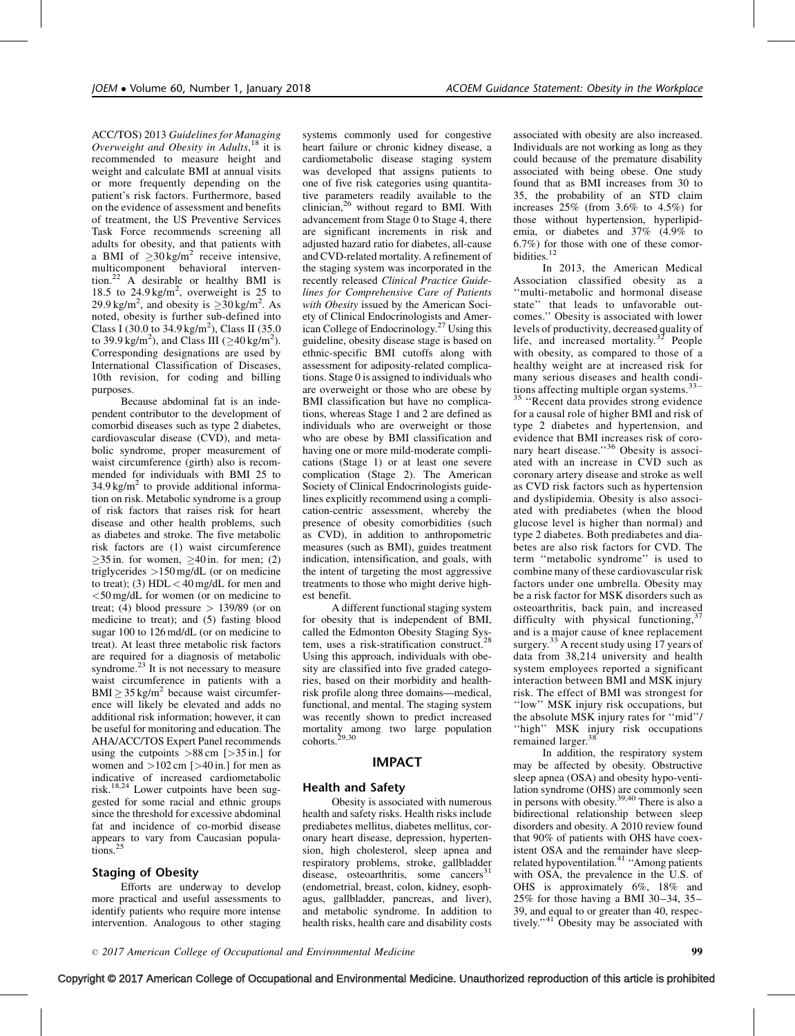ACC/TOS) 2013 *Guidelines for Managing Overweight and Obesity in Adults*,[18] it is recommended to measure height and weight and calculate BMI at annual visits or more frequently depending on the patient's risk factors. Furthermore, based on the evidence of assessment and benefits of treatment, the US Preventive Services Task Force recommends screening all adults for obesity, and that patients with a BMI of $\geq$30 kg/m$^2$ receive intensive, multicomponent behavioral intervention.[22] A desirable or healthy BMI is 18.5 to 24.9 kg/m$^2$, overweight is 25 to 29.9 kg/m$^2$, and obesity is $\geq$30 kg/m$^2$. As noted, obesity is further sub-defined into Class I (30.0 to 34.9 kg/m$^2$), Class II (35.0 to 39.9 kg/m$^2$), and Class III ($\geq$40 kg/m$^2$). Corresponding designations are used by International Classification of Diseases, 10th revision, for coding and billing purposes.

Because abdominal fat is an independent contributor to the development of comorbid diseases such as type 2 diabetes, cardiovascular disease (CVD), and metabolic syndrome, proper measurement of waist circumference (girth) also is recommended for individuals with BMI 25 to 34.9 kg/m$^2$ to provide additional information on risk. Metabolic syndrome is a group of risk factors that raises risk for heart disease and other health problems, such as diabetes and stroke. The five metabolic risk factors are (1) waist circumference $\geq$35 in. for women, $\geq$40 in. for men; (2) triglycerides >150 mg/dL (or on medicine to treat); (3) HDL < 40 mg/dL for men and <50 mg/dL for women (or on medicine to treat; (4) blood pressure > 139/89 (or on medicine to treat); and (5) fasting blood sugar 100 to 126 md/dL (or on medicine to treat). At least three metabolic risk factors are required for a diagnosis of metabolic syndrome.[23] It is not necessary to measure waist circumference in patients with a BMI $\geq$ 35 kg/m$^2$ because waist circumference will likely be elevated and adds no additional risk information; however, it can be useful for monitoring and education. The AHA/ACC/TOS Expert Panel recommends using the cutpoints >88 cm [>35 in.] for women and >102 cm [>40 in.] for men as indicative of increased cardiometabolic risk.[18,24] Lower cutpoints have been suggested for some racial and ethnic groups since the threshold for excessive abdominal fat and incidence of co-morbid disease appears to vary from Caucasian populations.[25]

### Staging of Obesity

Efforts are underway to develop more practical and useful assessments to identify patients who require more intense intervention. Analogous to other staging systems commonly used for congestive heart failure or chronic kidney disease, a cardiometabolic disease staging system was developed that assigns patients to one of five risk categories using quantitative parameters readily available to the clinician,[26] without regard to BMI. With advancement from Stage 0 to Stage 4, there are significant increments in risk and adjusted hazard ratio for diabetes, all-cause and CVD-related mortality. A refinement of the staging system was incorporated in the recently released *Clinical Practice Guidelines for Comprehensive Care of Patients with Obesity* issued by the American Society of Clinical Endocrinologists and American College of Endocrinology.[27] Using this guideline, obesity disease stage is based on ethnic-specific BMI cutoffs along with assessment for adiposity-related complications. Stage 0 is assigned to individuals who are overweight or those who are obese by BMI classification but have no complications, whereas Stage 1 and 2 are defined as individuals who are overweight or those who are obese by BMI classification and having one or more mild-moderate complications (Stage 1) or at least one severe complication (Stage 2). The American Society of Clinical Endocrinologists guidelines explicitly recommend using a complication-centric assessment, whereby the presence of obesity comorbidities (such as CVD), in addition to anthropometric measures (such as BMI), guides treatment indication, intensification, and goals, with the intent of targeting the most aggressive treatments to those who might derive highest benefit.

A different functional staging system for obesity that is independent of BMI, called the Edmonton Obesity Staging System, uses a risk-stratification construct.[28] Using this approach, individuals with obesity are classified into five graded categories, based on their morbidity and health-risk profile along three domains—medical, functional, and mental. The staging system was recently shown to predict increased mortality among two large population cohorts.[29,30]

## IMPACT

### Health and Safety

Obesity is associated with numerous health and safety risks. Health risks include prediabetes mellitus, diabetes mellitus, coronary heart disease, depression, hypertension, high cholesterol, sleep apnea and respiratory problems, stroke, gallbladder disease, osteoarthritis, some cancers[31] (endometrial, breast, colon, kidney, esophagus, gallbladder, pancreas, and liver), and metabolic syndrome. In addition to health risks, health care and disability costs associated with obesity are also increased. Individuals are not working as long as they could because of the premature disability associated with being obese. One study found that as BMI increases from 30 to 35, the probability of an STD claim increases 25% (from 3.6% to 4.5%) for those without hypertension, hyperlipidemia, or diabetes and 37% (4.9% to 6.7%) for those with one of these comorbidities.[12]

In 2013, the American Medical Association classified obesity as a "multi-metabolic and hormonal disease state" that leads to unfavorable outcomes." Obesity is associated with lower levels of productivity, decreased quality of life, and increased mortality.[32] People with obesity, as compared to those of a healthy weight are at increased risk for many serious diseases and health conditions affecting multiple organ systems.[33–35] "Recent data provides strong evidence for a causal role of higher BMI and risk of type 2 diabetes and hypertension, and evidence that BMI increases risk of coronary heart disease."[36] Obesity is associated with an increase in CVD such as coronary artery disease and stroke as well as CVD risk factors such as hypertension and dyslipidemia. Obesity is also associated with prediabetes (when the blood glucose level is higher than normal) and type 2 diabetes. Both prediabetes and diabetes are also risk factors for CVD. The term "metabolic syndrome" is used to combine many of these cardiovascular risk factors under one umbrella. Obesity may be a risk factor for MSK disorders such as osteoarthritis, back pain, and increased difficulty with physical functioning,[37] and is a major cause of knee replacement surgery.[33] A recent study using 17 years of data from 38,214 university and health system employees reported a significant interaction between BMI and MSK injury risk. The effect of BMI was strongest for "low" MSK injury risk occupations, but the absolute MSK injury rates for "mid"/"high" MSK injury risk occupations remained larger.[38]

In addition, the respiratory system may be affected by obesity. Obstructive sleep apnea (OSA) and obesity hypo-ventilation syndrome (OHS) are commonly seen in persons with obesity.[39,40] There is also a bidirectional relationship between sleep disorders and obesity. A 2010 review found that 90% of patients with OHS have coexistent OSA and the remainder have sleep-related hypoventilation.[41] "Among patients with OSA, the prevalence in the U.S. of OHS is approximately 6%, 18% and 25% for those having a BMI 30–34, 35–39, and equal to or greater than 40, respectively."[41] Obesity may be associated with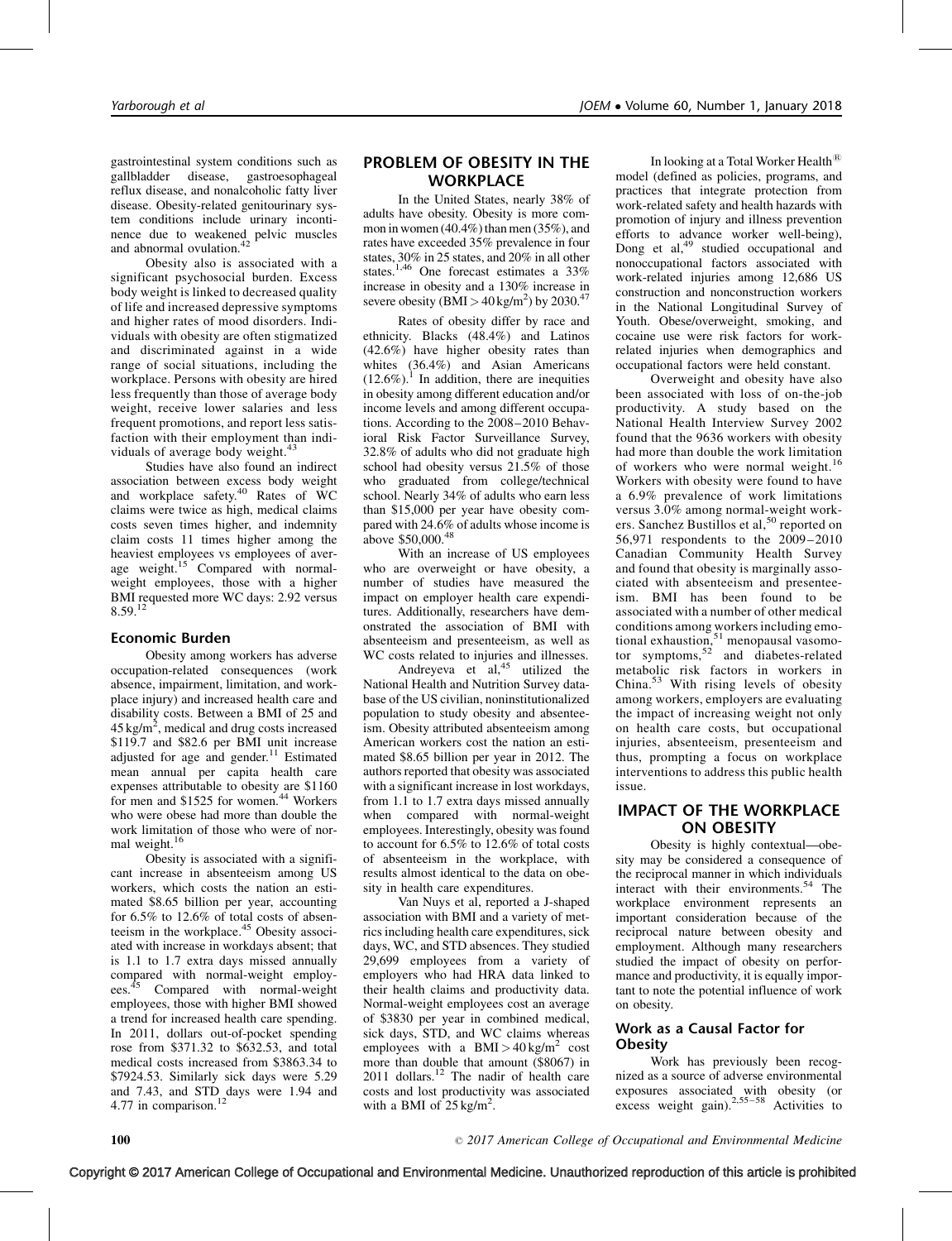gastrointestinal system conditions such as gallbladder disease, gastroesophageal reflux disease, and nonalcoholic fatty liver disease. Obesity-related genitourinary system conditions include urinary incontinence due to weakened pelvic muscles and abnormal ovulation.[42]

Obesity also is associated with a significant psychosocial burden. Excess body weight is linked to decreased quality of life and increased depressive symptoms and higher rates of mood disorders. Individuals with obesity are often stigmatized and discriminated against in a wide range of social situations, including the workplace. Persons with obesity are hired less frequently than those of average body weight, receive lower salaries and less frequent promotions, and report less satisfaction with their employment than individuals of average body weight.[43]

Studies have also found an indirect association between excess body weight and workplace safety.[40] Rates of WC claims were twice as high, medical claims costs seven times higher, and indemnity claim costs 11 times higher among the heaviest employees vs employees of average weight.[15] Compared with normal-weight employees, those with a higher BMI requested more WC days: 2.92 versus 8.59.[12]

### Economic Burden

Obesity among workers has adverse occupation-related consequences (work absence, impairment, limitation, and workplace injury) and increased health care and disability costs. Between a BMI of 25 and 45 kg/m$^2$, medical and drug costs increased \$119.7 and \$82.6 per BMI unit increase adjusted for age and gender.[11] Estimated mean annual per capita health care expenses attributable to obesity are \$1160 for men and \$1525 for women.[44] Workers who were obese had more than double the work limitation of those who were of normal weight.[16]

Obesity is associated with a significant increase in absenteeism among US workers, which costs the nation an estimated \$8.65 billion per year, accounting for 6.5% to 12.6% of total costs of absenteeism in the workplace.[45] Obesity associated with increase in workdays absent; that is 1.1 to 1.7 extra days missed annually compared with normal-weight employees.[45] Compared with normal-weight employees, those with higher BMI showed a trend for increased health care spending. In 2011, dollars out-of-pocket spending rose from \$371.32 to \$632.53, and total medical costs increased from \$3863.34 to \$7924.53. Similarly sick days were 5.29 and 7.43, and STD days were 1.94 and 4.77 in comparison.[12]

## PROBLEM OF OBESITY IN THE WORKPLACE

In the United States, nearly 38% of adults have obesity. Obesity is more common in women (40.4%) than men (35%), and rates have exceeded 35% prevalence in four states, 30% in 25 states, and 20% in all other states.[1,46] One forecast estimates a 33% increase in obesity and a 130% increase in severe obesity (BMI > 40 kg/m$^2$) by 2030.[47]

Rates of obesity differ by race and ethnicity. Blacks (48.4%) and Latinos (42.6%) have higher obesity rates than whites (36.4%) and Asian Americans (12.6%).[1] In addition, there are inequities in obesity among different education and/or income levels and among different occupations. According to the 2008–2010 Behavioral Risk Factor Surveillance Survey, 32.8% of adults who did not graduate high school had obesity versus 21.5% of those who graduated from college/technical school. Nearly 34% of adults who earn less than \$15,000 per year have obesity compared with 24.6% of adults whose income is above \$50,000.[48]

With an increase of US employees who are overweight or have obesity, a number of studies have measured the impact on employer health care expenditures. Additionally, researchers have demonstrated the association of BMI with absenteeism and presenteeism, as well as WC costs related to injuries and illnesses.

Andreyeva et al,[45] utilized the National Health and Nutrition Survey database of the US civilian, noninstitutionalized population to study obesity and absenteeism. Obesity attributed absenteeism among American workers cost the nation an estimated \$8.65 billion per year in 2012. The authors reported that obesity was associated with a significant increase in lost workdays, from 1.1 to 1.7 extra days missed annually when compared with normal-weight employees. Interestingly, obesity was found to account for 6.5% to 12.6% of total costs of absenteeism in the workplace, with results almost identical to the data on obesity in health care expenditures.

Van Nuys et al, reported a J-shaped association with BMI and a variety of metrics including health care expenditures, sick days, WC, and STD absences. They studied 29,699 employees from a variety of employers who had HRA data linked to their health claims and productivity data. Normal-weight employees cost an average of \$3830 per year in combined medical, sick days, STD, and WC claims whereas employees with a BMI > 40 kg/m$^2$ cost more than double that amount (\$8067) in 2011 dollars.[12] The nadir of health care costs and lost productivity was associated with a BMI of 25 kg/m$^2$.

In looking at a Total Worker Health® model (defined as policies, programs, and practices that integrate protection from work-related safety and health hazards with promotion of injury and illness prevention efforts to advance worker well-being), Dong et al,[49] studied occupational and nonoccupational factors associated with work-related injuries among 12,686 US construction and nonconstruction workers in the National Longitudinal Survey of Youth. Obese/overweight, smoking, and cocaine use were risk factors for work-related injuries when demographics and occupational factors were held constant.

Overweight and obesity have also been associated with loss of on-the-job productivity. A study based on the National Health Interview Survey 2002 found that the 9636 workers with obesity had more than double the work limitation of workers who were normal weight.[16] Workers with obesity were found to have a 6.9% prevalence of work limitations versus 3.0% among normal-weight workers. Sanchez Bustillos et al,[50] reported on 56,971 respondents to the 2009–2010 Canadian Community Health Survey and found that obesity is marginally associated with absenteeism and presenteeism. BMI has been found to be associated with a number of other medical conditions among workers including emotional exhaustion,[51] menopausal vasomotor symptoms,[52] and diabetes-related metabolic risk factors in workers in China.[53] With rising levels of obesity among workers, employers are evaluating the impact of increasing weight not only on health care costs, but occupational injuries, absenteeism, presenteeism and thus, prompting a focus on workplace interventions to address this public health issue.

## IMPACT OF THE WORKPLACE ON OBESITY

Obesity is highly contextual—obesity may be considered a consequence of the reciprocal manner in which individuals interact with their environments.[54] The workplace environment represents an important consideration because of the reciprocal nature between obesity and employment. Although many researchers studied the impact of obesity on performance and productivity, it is equally important to note the potential influence of work on obesity.

### Work as a Causal Factor for Obesity

Work has previously been recognized as a source of adverse environmental exposures associated with obesity (or excess weight gain).[2,55–58] Activities to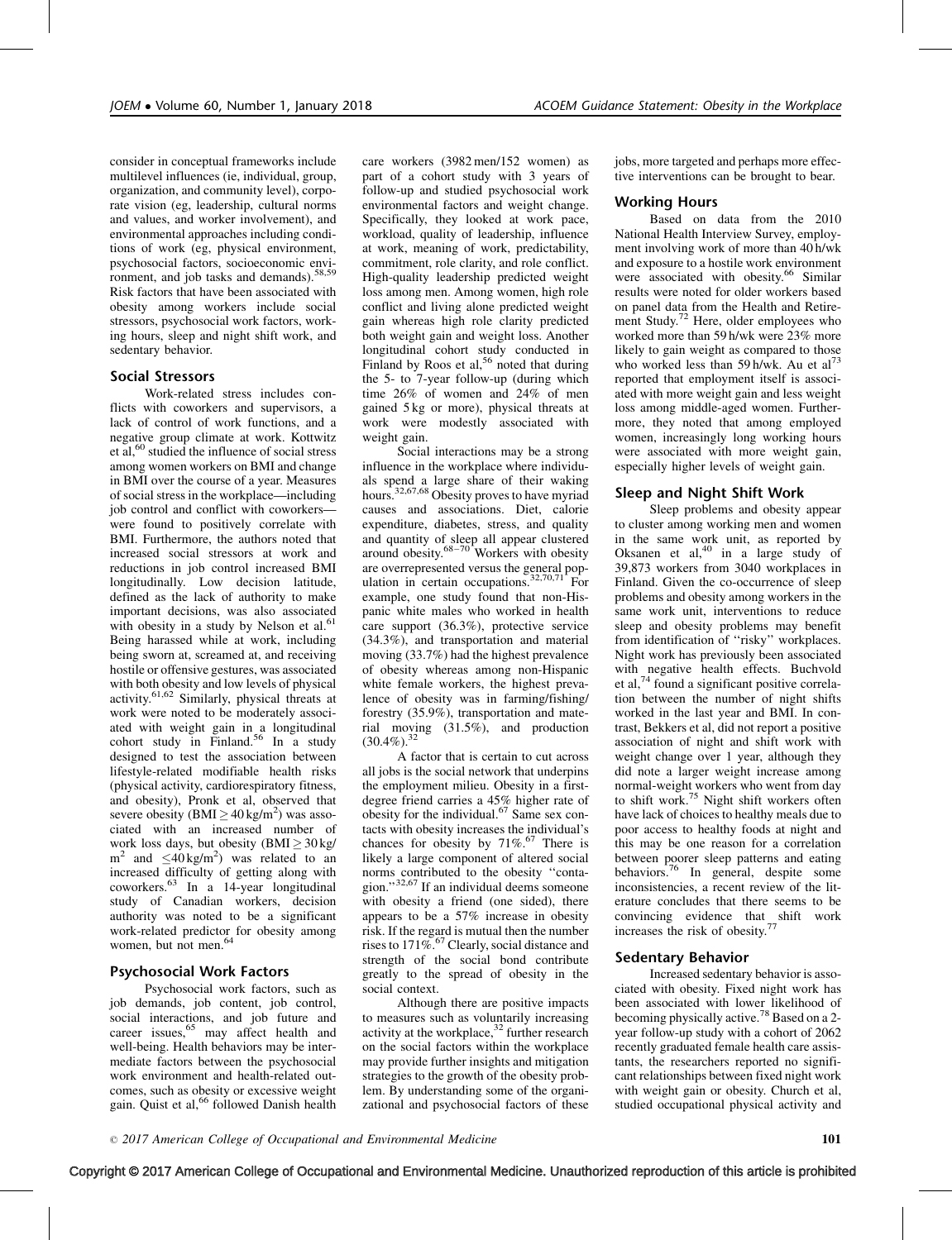consider in conceptual frameworks include multilevel influences (ie, individual, group, organization, and community level), corporate vision (eg, leadership, cultural norms and values, and worker involvement), and environmental approaches including conditions of work (eg, physical environment, psychosocial factors, socioeconomic environment, and job tasks and demands).[58,59] Risk factors that have been associated with obesity among workers include social stressors, psychosocial work factors, working hours, sleep and night shift work, and sedentary behavior.

## Social Stressors

Work-related stress includes conflicts with coworkers and supervisors, a lack of control of work functions, and a negative group climate at work. Kottwitz et al,[60] studied the influence of social stress among women workers on BMI and change in BMI over the course of a year. Measures of social stress in the workplace—including job control and conflict with coworkers—were found to positively correlate with BMI. Furthermore, the authors noted that increased social stressors at work and reductions in job control increased BMI longitudinally. Low decision latitude, defined as the lack of authority to make important decisions, was also associated with obesity in a study by Nelson et al.[61] Being harassed while at work, including being sworn at, screamed at, and receiving hostile or offensive gestures, was associated with both obesity and low levels of physical activity.[61,62] Similarly, physical threats at work were noted to be moderately associated with weight gain in a longitudinal cohort study in Finland.[56] In a study designed to test the association between lifestyle-related modifiable health risks (physical activity, cardiorespiratory fitness, and obesity), Pronk et al, observed that severe obesity ($BMI \geq 40\,kg/m^2$) was associated with an increased number of work loss days, but obesity ($BMI \geq 30\,kg/m^2$ and $\leq 40\,kg/m^2$) was related to an increased difficulty of getting along with coworkers.[63] In a 14-year longitudinal study of Canadian workers, decision authority was noted to be a significant work-related predictor for obesity among women, but not men.[64]

## Psychosocial Work Factors

Psychosocial work factors, such as job demands, job content, job control, social interactions, and job future and career issues,[65] may affect health and well-being. Health behaviors may be intermediate factors between the psychosocial work environment and health-related outcomes, such as obesity or excessive weight gain. Quist et al,[66] followed Danish health care workers (3982 men/152 women) as part of a cohort study with 3 years of follow-up and studied psychosocial work environmental factors and weight change. Specifically, they looked at work pace, workload, quality of leadership, influence at work, meaning of work, predictability, commitment, role clarity, and role conflict. High-quality leadership predicted weight loss among men. Among women, high role conflict and living alone predicted weight gain whereas high role clarity predicted both weight gain and weight loss. Another longitudinal cohort study conducted in Finland by Roos et al,[56] noted that during the 5- to 7-year follow-up (during which time 26% of women and 24% of men gained 5 kg or more), physical threats at work were modestly associated with weight gain.

Social interactions may be a strong influence in the workplace where individuals spend a large share of their waking hours.[32,67,68] Obesity proves to have myriad causes and associations. Diet, calorie expenditure, diabetes, stress, and quality and quantity of sleep all appear clustered around obesity.[68–70] Workers with obesity are overrepresented versus the general population in certain occupations.[32,70,71] For example, one study found that non-Hispanic white males who worked in health care support (36.3%), protective service (34.3%), and transportation and material moving (33.7%) had the highest prevalence of obesity whereas among non-Hispanic white female workers, the highest prevalence of obesity was in farming/fishing/forestry (35.9%), transportation and material moving (31.5%), and production (30.4%).[32]

A factor that is certain to cut across all jobs is the social network that underpins the employment milieu. Obesity in a first-degree friend carries a 45% higher rate of obesity for the individual.[67] Same sex contacts with obesity increases the individual's chances for obesity by 71%.[67] There is likely a large component of altered social norms contributed to the obesity "contagion."[32,67] If an individual deems someone with obesity a friend (one sided), there appears to be a 57% increase in obesity risk. If the regard is mutual then the number rises to 171%.[67] Clearly, social distance and strength of the social bond contribute greatly to the spread of obesity in the social context.

Although there are positive impacts to measures such as voluntarily increasing activity at the workplace,[32] further research on the social factors within the workplace may provide further insights and mitigation strategies to the growth of the obesity problem. By understanding some of the organizational and psychosocial factors of these jobs, more targeted and perhaps more effective interventions can be brought to bear.

## Working Hours

Based on data from the 2010 National Health Interview Survey, employment involving work of more than 40 h/wk and exposure to a hostile work environment were associated with obesity.[66] Similar results were noted for older workers based on panel data from the Health and Retirement Study.[72] Here, older employees who worked more than 59 h/wk were 23% more likely to gain weight as compared to those who worked less than 59 h/wk. Au et al[73] reported that employment itself is associated with more weight gain and less weight loss among middle-aged women. Furthermore, they noted that among employed women, increasingly long working hours were associated with more weight gain, especially higher levels of weight gain.

## Sleep and Night Shift Work

Sleep problems and obesity appear to cluster among working men and women in the same work unit, as reported by Oksanen et al,[40] in a large study of 39,873 workers from 3040 workplaces in Finland. Given the co-occurrence of sleep problems and obesity among workers in the same work unit, interventions to reduce sleep and obesity problems may benefit from identification of "risky" workplaces. Night work has previously been associated with negative health effects. Buchvold et al,[74] found a significant positive correlation between the number of night shifts worked in the last year and BMI. In contrast, Bekkers et al, did not report a positive association of night and shift work with weight change over 1 year, although they did note a larger weight increase among normal-weight workers who went from day to shift work.[75] Night shift workers often have lack of choices to healthy meals due to poor access to healthy foods at night and this may be one reason for a correlation between poorer sleep patterns and eating behaviors.[76] In general, despite some inconsistencies, a recent review of the literature concludes that there seems to be convincing evidence that shift work increases the risk of obesity.[77]

## Sedentary Behavior

Increased sedentary behavior is associated with obesity. Fixed night work has been associated with lower likelihood of becoming physically active.[78] Based on a 2-year follow-up study with a cohort of 2062 recently graduated female health care assistants, the researchers reported no significant relationships between fixed night work with weight gain or obesity. Church et al, studied occupational physical activity and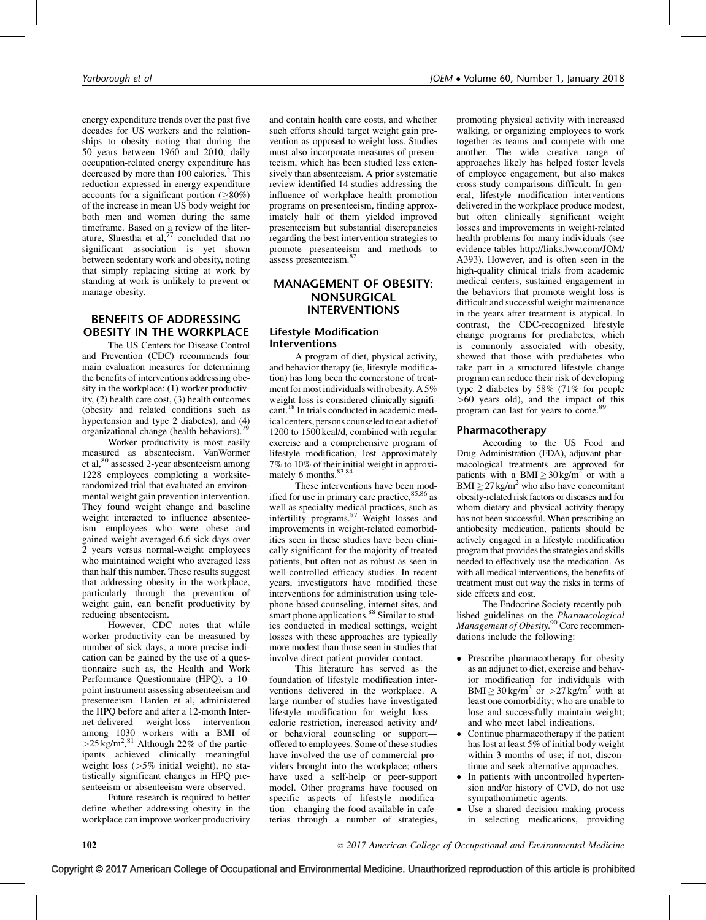energy expenditure trends over the past five decades for US workers and the relationships to obesity noting that during the 50 years between 1960 and 2010, daily occupation-related energy expenditure has decreased by more than 100 calories.[2] This reduction expressed in energy expenditure accounts for a significant portion ($\geq$80%) of the increase in mean US body weight for both men and women during the same timeframe. Based on a review of the literature, Shrestha et al,[77] concluded that no significant association is yet shown between sedentary work and obesity, noting that simply replacing sitting at work by standing at work is unlikely to prevent or manage obesity.

## BENEFITS OF ADDRESSING OBESITY IN THE WORKPLACE

The US Centers for Disease Control and Prevention (CDC) recommends four main evaluation measures for determining the benefits of interventions addressing obesity in the workplace: (1) worker productivity, (2) health care cost, (3) health outcomes (obesity and related conditions such as hypertension and type 2 diabetes), and (4) organizational change (health behaviors).[79]

Worker productivity is most easily measured as absenteeism. VanWormer et al,[80] assessed 2-year absenteeism among 1228 employees completing a worksite-randomized trial that evaluated an environmental weight gain prevention intervention. They found weight change and baseline weight interacted to influence absenteeism—employees who were obese and gained weight averaged 6.6 sick days over 2 years versus normal-weight employees who maintained weight who averaged less than half this number. These results suggest that addressing obesity in the workplace, particularly through the prevention of weight gain, can benefit productivity by reducing absenteeism.

However, CDC notes that while worker productivity can be measured by number of sick days, a more precise indication can be gained by the use of a questionnaire such as, the Health and Work Performance Questionnaire (HPQ), a 10-point instrument assessing absenteeism and presenteeism. Harden et al, administered the HPQ before and after a 12-month Internet-delivered weight-loss intervention among 1030 workers with a BMI of $>25\,\text{kg/m}^2$.[81] Although 22% of the participants achieved clinically meaningful weight loss (>5% initial weight), no statistically significant changes in HPQ presenteeism or absenteeism were observed.

Future research is required to better define whether addressing obesity in the workplace can improve worker productivity and contain health care costs, and whether such efforts should target weight gain prevention as opposed to weight loss. Studies must also incorporate measures of presenteeism, which has been studied less extensively than absenteeism. A prior systematic review identified 14 studies addressing the influence of workplace health promotion programs on presenteeism, finding approximately half of them yielded improved presenteeism but substantial discrepancies regarding the best intervention strategies to promote presenteeism and methods to assess presenteeism.[82]

## MANAGEMENT OF OBESITY: NONSURGICAL INTERVENTIONS

### Lifestyle Modification Interventions

A program of diet, physical activity, and behavior therapy (ie, lifestyle modification) has long been the cornerstone of treatment for most individuals with obesity. A 5% weight loss is considered clinically significant.[18] In trials conducted in academic medical centers, persons counseled to eat a diet of 1200 to 1500 kcal/d, combined with regular exercise and a comprehensive program of lifestyle modification, lost approximately 7% to 10% of their initial weight in approximately 6 months.[83,84]

These interventions have been modified for use in primary care practice,[85,86] as well as specialty medical practices, such as infertility programs.[87] Weight losses and improvements in weight-related comorbidities seen in these studies have been clinically significant for the majority of treated patients, but often not as robust as seen in well-controlled efficacy studies. In recent years, investigators have modified these interventions for administration using telephone-based counseling, internet sites, and smart phone applications.[88] Similar to studies conducted in medical settings, weight losses with these approaches are typically more modest than those seen in studies that involve direct patient-provider contact.

This literature has served as the foundation of lifestyle modification interventions delivered in the workplace. A large number of studies have investigated lifestyle modification for weight loss—caloric restriction, increased activity and/or behavioral counseling or support—offered to employees. Some of these studies have involved the use of commercial providers brought into the workplace; others have used a self-help or peer-support model. Other programs have focused on specific aspects of lifestyle modification—changing the food available in cafeterias through a number of strategies, promoting physical activity with increased walking, or organizing employees to work together as teams and compete with one another. The wide creative range of approaches likely has helped foster levels of employee engagement, but also makes cross-study comparisons difficult. In general, lifestyle modification interventions delivered in the workplace produce modest, but often clinically significant weight losses and improvements in weight-related health problems for many individuals (see evidence tables http://links.lww.com/JOM/A393). However, and is often seen in the high-quality clinical trials from academic medical centers, sustained engagement in the behaviors that promote weight loss is difficult and successful weight maintenance in the years after treatment is atypical. In contrast, the CDC-recognized lifestyle change programs for prediabetes, which is commonly associated with obesity, showed that those with prediabetes who take part in a structured lifestyle change program can reduce their risk of developing type 2 diabetes by 58% (71% for people >60 years old), and the impact of this program can last for years to come.[89]

### Pharmacotherapy

According to the US Food and Drug Administration (FDA), adjuvant pharmacological treatments are approved for patients with a $\text{BMI} \geq 30\,\text{kg/m}^2$ or with a $\text{BMI} \geq 27\,\text{kg/m}^2$ who also have concomitant obesity-related risk factors or diseases and for whom dietary and physical activity therapy has not been successful. When prescribing an antiobesity medication, patients should be actively engaged in a lifestyle modification program that provides the strategies and skills needed to effectively use the medication. As with all medical interventions, the benefits of treatment must out way the risks in terms of side effects and cost.

The Endocrine Society recently published guidelines on the *Pharmacological Management of Obesity.*[90] Core recommendations include the following:

- Prescribe pharmacotherapy for obesity as an adjunct to diet, exercise and behavior modification for individuals with $\text{BMI} \geq 30\,\text{kg/m}^2$ or $>27\,\text{kg/m}^2$ with at least one comorbidity; who are unable to lose and successfully maintain weight; and who meet label indications.
- Continue pharmacotherapy if the patient has lost at least 5% of initial body weight within 3 months of use; if not, discontinue and seek alternative approaches.
- In patients with uncontrolled hypertension and/or history of CVD, do not use sympathomimetic agents.
- Use a shared decision making process in selecting medications, providing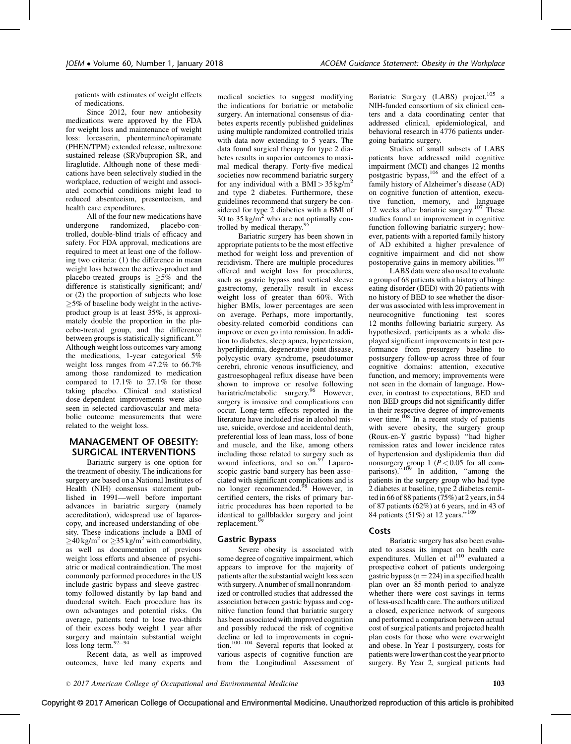patients with estimates of weight effects of medications.

Since 2012, four new antiobesity medications were approved by the FDA for weight loss and maintenance of weight loss: lorcaserin, phentermine/topiramate (PHEN/TPM) extended release, naltrexone sustained release (SR)/bupropion SR, and liraglutide. Although none of these medications have been selectively studied in the workplace, reduction of weight and associated comorbid conditions might lead to reduced absenteeism, presenteeism, and health care expenditures.

All of the four new medications have undergone randomized, placebo-controlled, double-blind trials of efficacy and safety. For FDA approval, medications are required to meet at least one of the following two criteria: (1) the difference in mean weight loss between the active-product and placebo-treated groups is $\geq$5% and the difference is statistically significant; and/or (2) the proportion of subjects who lose $\geq$5% of baseline body weight in the active-product group is at least 35%, is approximately double the proportion in the placebo-treated group, and the difference between groups is statistically significant.[91] Although weight loss outcomes vary among the medications, 1-year categorical 5% weight loss ranges from 47.2% to 66.7% among those randomized to medication compared to 17.1% to 27.1% for those taking placebo. Clinical and statistical dose-dependent improvements were also seen in selected cardiovascular and metabolic outcome measurements that were related to the weight loss.

## MANAGEMENT OF OBESITY: SURGICAL INTERVENTIONS

Bariatric surgery is one option for the treatment of obesity. The indications for surgery are based on a National Institutes of Health (NIH) consensus statement published in 1991—well before important advances in bariatric surgery (namely accreditation), widespread use of laparoscopy, and increased understanding of obesity. These indications include a BMI of $\geq$40 kg/m$^2$ or $\geq$35 kg/m$^2$ with comorbidity, as well as documentation of previous weight loss efforts and absence of psychiatric or medical contraindication. The most commonly performed procedures in the US include gastric bypass and sleeve gastrectomy followed distantly by lap band and duodenal switch. Each procedure has its own advantages and potential risks. On average, patients tend to lose two-thirds of their excess body weight 1 year after surgery and maintain substantial weight loss long term.[92–94]

Recent data, as well as improved outcomes, have led many experts and medical societies to suggest modifying the indications for bariatric or metabolic surgery. An international consensus of diabetes experts recently published guidelines using multiple randomized controlled trials with data now extending to 5 years. The data found surgical therapy for type 2 diabetes results in superior outcomes to maximal medical therapy. Forty-five medical societies now recommend bariatric surgery for any individual with a BMI > 35 kg/m$^2$ and type 2 diabetes. Furthermore, these guidelines recommend that surgery be considered for type 2 diabetics with a BMI of 30 to 35 kg/m$^2$ who are not optimally controlled by medical therapy.[95]

Bariatric surgery has been shown in appropriate patients to be the most effective method for weight loss and prevention of recidivism. There are multiple procedures offered and weight loss for procedures, such as gastric bypass and vertical sleeve gastrectomy, generally result in excess weight loss of greater than 60%. With higher BMIs, lower percentages are seen on average. Perhaps, more importantly, obesity-related comorbid conditions can improve or even go into remission. In addition to diabetes, sleep apnea, hypertension, hyperlipidemia, degenerative joint disease, polycystic ovary syndrome, pseudotumor cerebri, chronic venous insufficiency, and gastroesophageal reflux disease have been shown to improve or resolve following bariatric/metabolic surgery.[96] However, surgery is invasive and complications can occur. Long-term effects reported in the literature have included rise in alcohol misuse, suicide, overdose and accidental death, preferential loss of lean mass, loss of bone and muscle, and the like, among others including those related to surgery such as wound infections, and so on.[97] Laparoscopic gastric band surgery has been associated with significant complications and is no longer recommended.[98] However, in certified centers, the risks of primary bariatric procedures has been reported to be identical to gallbladder surgery and joint replacement.[99]

### Gastric Bypass

Severe obesity is associated with some degree of cognitive impairment, which appears to improve for the majority of patients after the substantial weight loss seen with surgery. A number of small nonrandomized or controlled studies that addressed the association between gastric bypass and cognitive function found that bariatric surgery has been associated with improved cognition and possibly reduced the risk of cognitive decline or led to improvements in cognition.[100–104] Several reports that looked at various aspects of cognitive function are from the Longitudinal Assessment of Bariatric Surgery (LABS) project,[105] a NIH-funded consortium of six clinical centers and a data coordinating center that addressed clinical, epidemiological, and behavioral research in 4776 patients undergoing bariatric surgery.

Studies of small subsets of LABS patients have addressed mild cognitive impairment (MCI) and changes 12 months postgastric bypass,[106] and the effect of a family history of Alzheimer's disease (AD) on cognitive function of attention, executive function, memory, and language 12 weeks after bariatric surgery.[107] These studies found an improvement in cognitive function following bariatric surgery; however, patients with a reported family history of AD exhibited a higher prevalence of cognitive impairment and did not show postoperative gains in memory abilities.[107]

LABS data were also used to evaluate a group of 68 patients with a history of binge eating disorder (BED) with 20 patients with no history of BED to see whether the disorder was associated with less improvement in neurocognitive functioning test scores 12 months following bariatric surgery. As hypothesized, participants as a whole displayed significant improvements in test performance from presurgery baseline to postsurgery follow-up across three of four cognitive domains: attention, executive function, and memory; improvements were not seen in the domain of language. However, in contrast to expectations, BED and non-BED groups did not significantly differ in their respective degree of improvements over time.[108] In a recent study of patients with severe obesity, the surgery group (Roux-en-Y gastric bypass) "had higher remission rates and lower incidence rates of hypertension and dyslipidemia than did nonsurgery group 1 ($P < 0.05$ for all comparisons)."[109] In addition, "among the patients in the surgery group who had type 2 diabetes at baseline, type 2 diabetes remitted in 66 of 88 patients (75%) at 2 years, in 54 of 87 patients (62%) at 6 years, and in 43 of 84 patients (51%) at 12 years."[109]

### Costs

Bariatric surgery has also been evaluated to assess its impact on health care expenditures. Mullen et al[110] evaluated a prospective cohort of patients undergoing gastric bypass (n = 224) in a specified health plan over an 85-month period to analyze whether there were cost savings in terms of less-used health care. The authors utilized a closed, experience network of surgeons and performed a comparison between actual cost of surgical patients and projected health plan costs for those who were overweight and obese. In Year 1 postsurgery, costs for patients were lower than cost the year prior to surgery. By Year 2, surgical patients had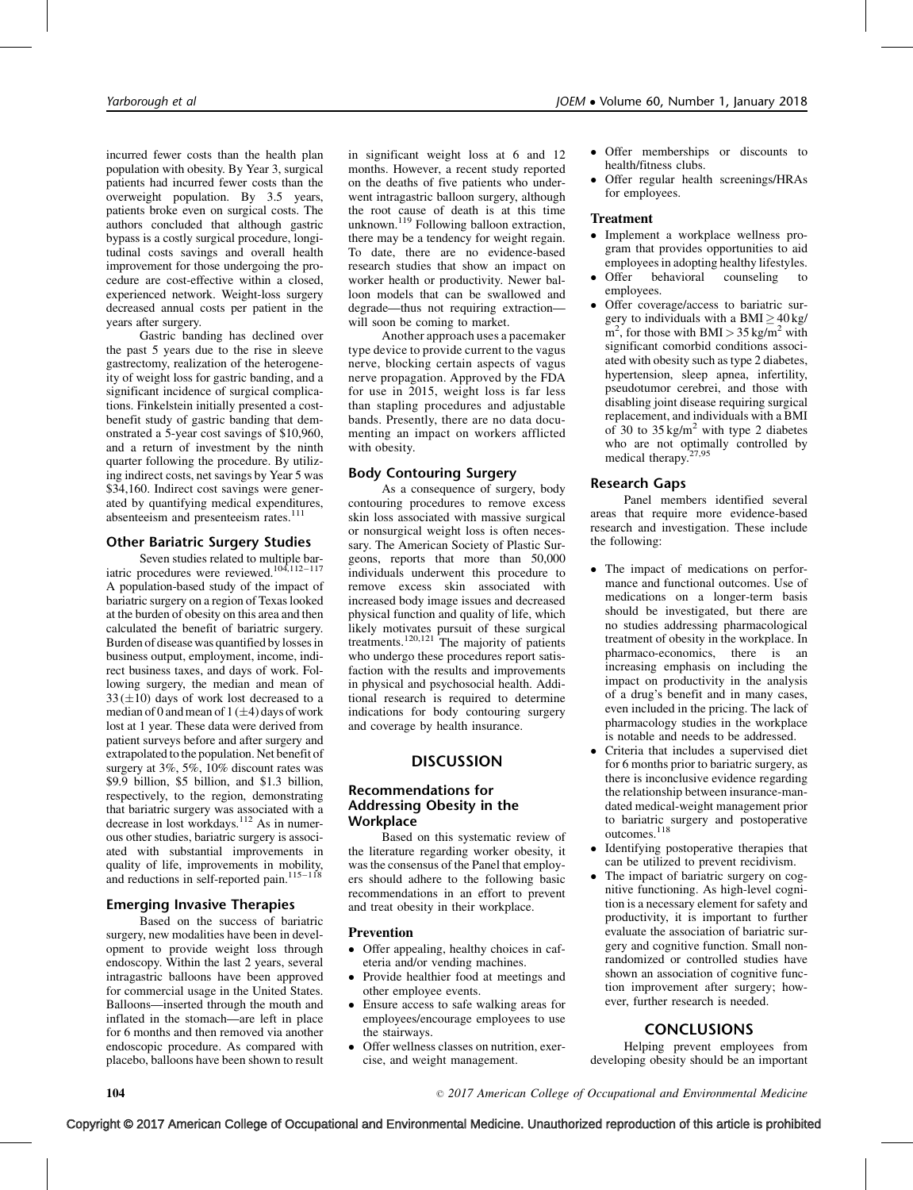incurred fewer costs than the health plan population with obesity. By Year 3, surgical patients had incurred fewer costs than the overweight population. By 3.5 years, patients broke even on surgical costs. The authors concluded that although gastric bypass is a costly surgical procedure, longitudinal costs savings and overall health improvement for those undergoing the procedure are cost-effective within a closed, experienced network. Weight-loss surgery decreased annual costs per patient in the years after surgery.

Gastric banding has declined over the past 5 years due to the rise in sleeve gastrectomy, realization of the heterogeneity of weight loss for gastric banding, and a significant incidence of surgical complications. Finkelstein initially presented a cost-benefit study of gastric banding that demonstrated a 5-year cost savings of \$10,960, and a return of investment by the ninth quarter following the procedure. By utilizing indirect costs, net savings by Year 5 was \$34,160. Indirect cost savings were generated by quantifying medical expenditures, absenteeism and presenteeism rates.[111]

### Other Bariatric Surgery Studies

Seven studies related to multiple bariatric procedures were reviewed.[104,112–117] A population-based study of the impact of bariatric surgery on a region of Texas looked at the burden of obesity on this area and then calculated the benefit of bariatric surgery. Burden of disease was quantified by losses in business output, employment, income, indirect business taxes, and days of work. Following surgery, the median and mean of $33\,(\pm 10)$ days of work lost decreased to a median of 0 and mean of $1\,(\pm 4)$ days of work lost at 1 year. These data were derived from patient surveys before and after surgery and extrapolated to the population. Net benefit of surgery at 3%, 5%, 10% discount rates was \$9.9 billion, \$5 billion, and \$1.3 billion, respectively, to the region, demonstrating that bariatric surgery was associated with a decrease in lost workdays.[112] As in numerous other studies, bariatric surgery is associated with substantial improvements in quality of life, improvements in mobility, and reductions in self-reported pain.[115–118]

### Emerging Invasive Therapies

Based on the success of bariatric surgery, new modalities have been in development to provide weight loss through endoscopy. Within the last 2 years, several intragastric balloons have been approved for commercial usage in the United States. Balloons—inserted through the mouth and inflated in the stomach—are left in place for 6 months and then removed via another endoscopic procedure. As compared with placebo, balloons have been shown to result in significant weight loss at 6 and 12 months. However, a recent study reported on the deaths of five patients who underwent intragastric balloon surgery, although the root cause of death is at this time unknown.[119] Following balloon extraction, there may be a tendency for weight regain. To date, there are no evidence-based research studies that show an impact on worker health or productivity. Newer balloon models that can be swallowed and degrade—thus not requiring extraction—will soon be coming to market.

Another approach uses a pacemaker type device to provide current to the vagus nerve, blocking certain aspects of vagus nerve propagation. Approved by the FDA for use in 2015, weight loss is far less than stapling procedures and adjustable bands. Presently, there are no data documenting an impact on workers afflicted with obesity.

### Body Contouring Surgery

As a consequence of surgery, body contouring procedures to remove excess skin loss associated with massive surgical or nonsurgical weight loss is often necessary. The American Society of Plastic Surgeons, reports that more than 50,000 individuals underwent this procedure to remove excess skin associated with increased body image issues and decreased physical function and quality of life, which likely motivates pursuit of these surgical treatments.[120,121] The majority of patients who undergo these procedures report satisfaction with the results and improvements in physical and psychosocial health. Additional research is required to determine indications for body contouring surgery and coverage by health insurance.

## DISCUSSION

### Recommendations for Addressing Obesity in the Workplace

Based on this systematic review of the literature regarding worker obesity, it was the consensus of the Panel that employers should adhere to the following basic recommendations in an effort to prevent and treat obesity in their workplace.

#### Prevention

- Offer appealing, healthy choices in cafeteria and/or vending machines.
- Provide healthier food at meetings and other employee events.
- Ensure access to safe walking areas for employees/encourage employees to use the stairways.
- Offer wellness classes on nutrition, exercise, and weight management.
- Offer memberships or discounts to health/fitness clubs.
- Offer regular health screenings/HRAs for employees.

#### Treatment

- Implement a workplace wellness program that provides opportunities to aid employees in adopting healthy lifestyles.
- Offer behavioral counseling to employees.
- Offer coverage/access to bariatric surgery to individuals with a BMI $\geq 40\,\text{kg/m}^2$, for those with BMI $> 35\,\text{kg/m}^2$ with significant comorbid conditions associated with obesity such as type 2 diabetes, hypertension, sleep apnea, infertility, pseudotumor cerebrei, and those with disabling joint disease requiring surgical replacement, and individuals with a BMI of 30 to $35\,\text{kg/m}^2$ with type 2 diabetes who are not optimally controlled by medical therapy.[27,95]

### Research Gaps

Panel members identified several areas that require more evidence-based research and investigation. These include the following:

- The impact of medications on performance and functional outcomes. Use of medications on a longer-term basis should be investigated, but there are no studies addressing pharmacological treatment of obesity in the workplace. In pharmaco-economics, there is an increasing emphasis on including the impact on productivity in the analysis of a drug's benefit and in many cases, even included in the pricing. The lack of pharmacology studies in the workplace is notable and needs to be addressed.
- Criteria that includes a supervised diet for 6 months prior to bariatric surgery, as there is inconclusive evidence regarding the relationship between insurance-mandated medical-weight management prior to bariatric surgery and postoperative outcomes.[118]
- Identifying postoperative therapies that can be utilized to prevent recidivism.
- The impact of bariatric surgery on cognitive functioning. As high-level cognition is a necessary element for safety and productivity, it is important to further evaluate the association of bariatric surgery and cognitive function. Small nonrandomized or controlled studies have shown an association of cognitive function improvement after surgery; however, further research is needed.

## CONCLUSIONS

Helping prevent employees from developing obesity should be an important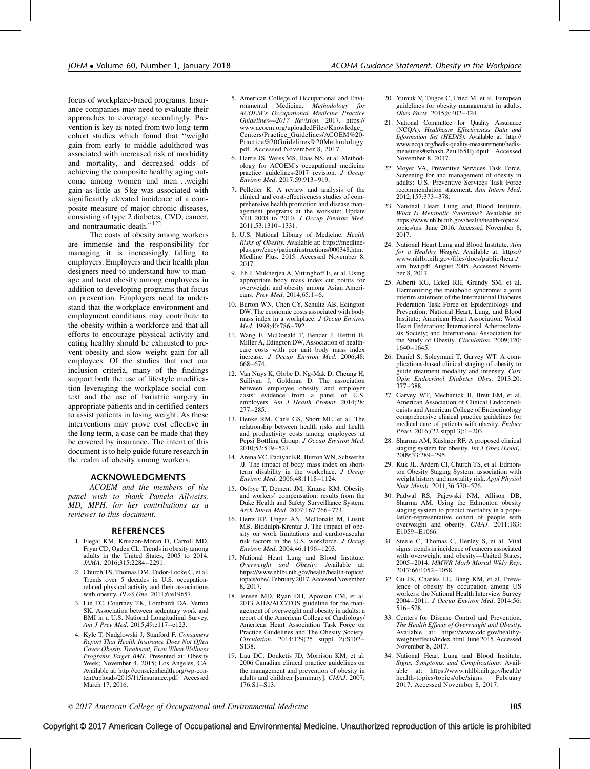focus of workplace-based programs. Insurance companies may need to evaluate their approaches to coverage accordingly. Prevention is key as noted from two long-term cohort studies which found that ''weight gain from early to middle adulthood was associated with increased risk of morbidity and mortality, and decreased odds of achieving the composite healthy aging outcome among women and men. . .weight gain as little as 5 kg was associated with significantly elevated incidence of a composite measure of major chronic diseases, consisting of type 2 diabetes, CVD, cancer, and nontraumatic death.''[122]

The costs of obesity among workers are immense and the responsibility for managing it is increasingly falling to employers. Employers and their health plan designers need to understand how to manage and treat obesity among employees in addition to developing programs that focus on prevention. Employers need to understand that the workplace environment and employment conditions may contribute to the obesity within a workforce and that all efforts to encourage physical activity and eating healthy should be exhausted to prevent obesity and slow weight gain for all employees. Of the studies that met our inclusion criteria, many of the findings support both the use of lifestyle modification leveraging the workplace social context and the use of bariatric surgery in appropriate patients and in certified centers to assist patients in losing weight. As these interventions may prove cost effective in the long term, a case can be made that they be covered by insurance. The intent of this document is to help guide future research in the realm of obesity among workers.

## ACKNOWLEDGMENTS

*ACOEM and the members of the panel wish to thank Pamela Allweiss, MD, MPH, for her contributions as a reviewer to this document.*

## REFERENCES

1. Flegal KM, Kruszon-Moran D, Carroll MD, Fryar CD, Ogden CL. Trends in obesity among adults in the United States, 2005 to 2014. *JAMA*. 2016;315:2284–2291.
2. Church TS, Thomas DM, Tudor-Locke C, et al. Trends over 5 decades in U.S. occupation-related physical activity and their associations with obesity. *PLoS One*. 2011;6:e19657.
3. Lin TC, Courtney TK, Lombardi DA, Verma SK. Association between sedentary work and BMI in a U.S. National Longitudinal Survey. *Am J Prev Med*. 2015;49:e117–e123.
4. Kyle T, Nadglowski J, Stanford F. *Consumers Report That Health Insurance Does Not Often Cover Obesity Treatment, Even When Wellness Programs Target BMI*. Presented at: Obesity Week; November 4, 2015; Los Angeles, CA. Available at: http://conscienhealth.org/wp-content/uploads/2015/11/insurance.pdf. Accessed March 17, 2016.
5. American College of Occupational and Environmental Medicine. *Methodology for ACOEM's Occupational Medicine Practice Guidelines—2017 Revision*. 2017. https://www.acoem.org/uploadedFiles/Knowledge_Centers/Practice_Guidelines/ACOEM%20-Practice%20Guidelines%20Methodology.pdf. Accessed November 8, 2017.
6. Harris JS, Weiss MS, Haas NS, et al. Methodology for ACOEM's occupational medicine practice guidelines-2017 revision. *J Occup Environ Med*. 2017;59:913–919.
7. Pelletier K. A review and analysis of the clinical and cost-effectiveness studies of comprehensive health promotion and disease management programs at the worksite: Update VIII 2008 to 2010. *J Occup Environ Med*. 2011;53:1310–1331.
8. U.S. National Library of Medicine. *Health Risks of Obesity*. Available at: https://medlineplus.gov/ency/patientinstructions/000348.htm. Medline Plus. 2015. Accessed November 8, 2017.
9. Jih J, Mukherjea A, Vittinghoff E, et al. Using appropriate body mass index cut points for overweight and obesity among Asian Americans. *Prev Med*. 2014;65:1–6.
10. Burton WN, Chen CY, Schultz AB, Edington DW. The economic costs associated with body mass index in a workplace. *J Occup Environ Med*. 1998;40:786–792.
11. Wang F, McDonald T, Bender J, Reffitt B, Miller A, Edington DW. Association of healthcare costs with per unit body mass index increase. *J Occup Environ Med*. 2006;48:668–674.
12. Van Nuys K, Globe D, Ng-Mak D, Cheung H, Sullivan J, Goldman D. The association between employee obesity and employer costs: evidence from a panel of U.S. employers. *Am J Health Promot*. 2014;28:277–285.
13. Henke RM, Carls GS, Short ME, et al. The relationship between health risks and health and productivity costs among employees at Pepsi Bottling Group. *J Occup Environ Med*. 2010;52:519–527.
14. Arena VC, Padiyar KR, Burton WN, Schwerha JJ. The impact of body mass index on short-term disability in the workplace. *J Occup Environ Med*. 2006;48:1118–1124.
15. Ostbye T, Dement JM, Krause KM. Obesity and workers' compensation: results from the Duke Health and Safety Surveillance System. *Arch Intern Med*. 2007;167:766–773.
16. Hertz RP, Unger AN, McDonald M, Lustik MB, Biddulph-Krentar J. The impact of obesity on work limitations and cardiovascular risk factors in the U.S. workforce. *J Occup Environ Med*. 2004;46:1196–1203.
17. National Heart Lung and Blood Institute. *Overweight and Obesity*. Available at: https://www.nhlbi.nih.gov/health/health-topics/topics/obe/. February 2017. Accessed November 8, 2017.
18. Jensen MD, Ryan DH, Apovian CM, et al. 2013 AHA/ACC/TOS guideline for the management of overweight and obesity in adults: a report of the American College of Cardiology/American Heart Association Task Force on Practice Guidelines and The Obesity Society. *Circulation*. 2014;129(25 suppl 2):S102–S138.
19. Lau DC, Douketis JD, Morrison KM, et al. 2006 Canadian clinical practice guidelines on the management and prevention of obesity in adults and children [summary]. *CMAJ*. 2007;176:S1–S13.
20. Yumuk V, Tsigos C, Fried M, et al. European guidelines for obesity management in adults. *Obes Facts*. 2015;8:402–424.
21. National Committee for Quality Assurance (NCQA). *Healthcare Effectiveness Data and Information Set (HEDIS)*. Available at: http://www.ncqa.org/hedis-quality-measurement/hedis-measures#sthash.2euJ65Hj.dpuf. Accessed November 8, 2017.
22. Moyer VA, Preventive Services Task Force. Screening for and management of obesity in adults: U.S. Preventive Services Task Force recommendation statement. *Ann Intern Med*. 2012;157:373–378.
23. National Heart Lung and Blood Institute. *What Is Metabolic Syndrome?* Available at: https://www.nhlbi.nih.gov/health/health-topics/topics/ms. June 2016. Accessed November 8, 2017.
24. National Heart Lung and Blood Institute. *Aim for a Healthy Weight*. Available at: https://www.nhlbi.nih.gov/files/docs/public/heart/aim_hwt.pdf. August 2005. Accessed November 8, 2017.
25. Alberti KG, Eckel RH, Grundy SM, et al. Harmonizing the metabolic syndrome: a joint interim statement of the International Diabetes Federation Task Force on Epidemiology and Prevention; National Heart, Lung, and Blood Institute; American Heart Association; World Heart Federation; International Atherosclerosis Society; and International Association for the Study of Obesity. *Circulation*. 2009;120:1640–1645.
26. Daniel S, Soleymani T, Garvey WT. A complications-based clinical staging of obesity to guide treatment modality and intensity. *Curr Opin Endocrinol Diabetes Obes*. 2013;20:377–388.
27. Garvey WT, Mechanick JI, Brett EM, et al. American Association of Clinical Endocrinologists and American College of Endocrinology comprehensive clinical practice guidelines for medical care of patients with obesity. *Endocr Pract*. 2016;(22 suppl 3):1–203.
28. Sharma AM, Kushner RF. A proposed clinical staging system for obesity. *Int J Obes (Lond)*. 2009;33:289–295.
29. Kuk JL, Ardern CI, Church TS, et al. Edmonton Obesity Staging System: association with weight history and mortality risk. *Appl Physiol Nutr Metab*. 2011;36:570–576.
30. Padwal RS, Pajewski NM, Allison DB, Sharma AM. Using the Edmonton obesity staging system to predict mortality in a population-representative cohort of people with overweight and obesity. *CMAJ*. 2011;183:E1059–E1066.
31. Steele C, Thomas C, Henley S, et al. Vital signs: trends in incidence of cancers associated with overweight and obesity—United States, 2005–2014. *MMWR Morb Mortal Wkly Rep*. 2017;66:1052–1058.
32. Gu JK, Charles LE, Bang KM, et al. Prevalence of obesity by occupation among US workers: the National Health Interview Survey 2004–2011. *J Occup Environ Med*. 2014;56:516–528.
33. Centers for Disease Control and Prevention. *The Health Effects of Overweight and Obesity*. Available at: https://www.cdc.gov/healthyweight/effects/index.html. June 2015. Accessed November 8, 2017.
34. National Heart Lung and Blood Institute. *Signs, Symptoms, and Complications*. Available at: https://www.nhlbi.nih.gov/health/health-topics/topics/obe/signs. February 2017. Accessed November 8, 2017.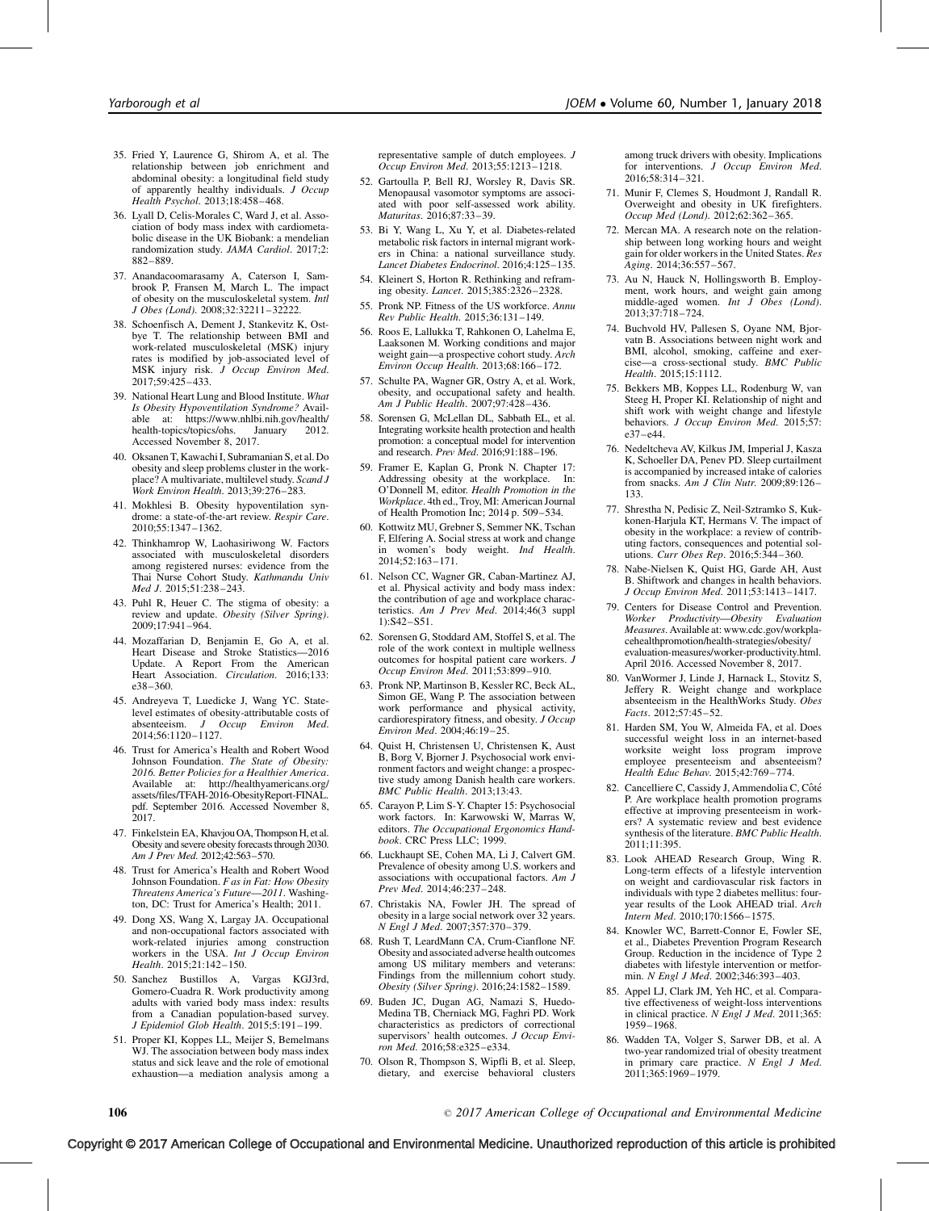35. Fried Y, Laurence G, Shirom A, et al. The relationship between job enrichment and abdominal obesity: a longitudinal field study of apparently healthy individuals. *J Occup Health Psychol*. 2013;18:458–468.
36. Lyall D, Celis-Morales C, Ward J, et al. Association of body mass index with cardiometabolic disease in the UK Biobank: a mendelian randomization study. *JAMA Cardiol*. 2017;2: 882–889.
37. Anandacoomarasamy A, Caterson I, Sambrook P, Fransen M, March L. The impact of obesity on the musculoskeletal system. *Intl J Obes (Lond)*. 2008;32:32211–32222.
38. Schoenfisch A, Dement J, Stankevitz K, Ostbye T. The relationship between BMI and work-related musculoskeletal (MSK) injury rates is modified by job-associated level of MSK injury risk. *J Occup Environ Med*. 2017;59:425–433.
39. National Heart Lung and Blood Institute. *What Is Obesity Hypoventilation Syndrome?* Available at: https://www.nhlbi.nih.gov/health/health-topics/topics/ohs. January 2012. Accessed November 8, 2017.
40. Oksanen T, Kawachi I, Subramanian S, et al. Do obesity and sleep problems cluster in the workplace? A multivariate, multilevel study. *Scand J Work Environ Health*. 2013;39:276–283.
41. Mokhlesi B. Obesity hypoventilation syndrome: a state-of-the-art review. *Respir Care*. 2010;55:1347–1362.
42. Thinkhamrop W, Laohasiriwong W. Factors associated with musculoskeletal disorders among registered nurses: evidence from the Thai Nurse Cohort Study. *Kathmandu Univ Med J*. 2015;51:238–243.
43. Puhl R, Heuer C. The stigma of obesity: a review and update. *Obesity (Silver Spring)*. 2009;17:941–964.
44. Mozaffarian D, Benjamin E, Go A, et al. Heart Disease and Stroke Statistics—2016 Update. A Report From the American Heart Association. *Circulation*. 2016;133: e38–360.
45. Andreyeva T, Luedicke J, Wang YC. State-level estimates of obesity-attributable costs of absenteeism. *J Occup Environ Med*. 2014;56:1120–1127.
46. Trust for America's Health and Robert Wood Johnson Foundation. *The State of Obesity: 2016. Better Policies for a Healthier America*. Available at: http://healthyamericans.org/assets/files/TFAH-2016-ObesityReport-FINAL.pdf. September 2016. Accessed November 8, 2017.
47. Finkelstein EA, Khavjou OA, Thompson H, et al. Obesity and severe obesity forecasts through 2030. *Am J Prev Med*. 2012;42:563–570.
48. Trust for America's Health and Robert Wood Johnson Foundation. *F as in Fat: How Obesity Threatens America's Future—2011*. Washington, DC: Trust for America's Health; 2011.
49. Dong XS, Wang X, Largay JA. Occupational and non-occupational factors associated with work-related injuries among construction workers in the USA. *Int J Occup Environ Health*. 2015;21:142–150.
50. Sanchez Bustillos A, Vargas KGJ3rd, Gomero-Cuadra R. Work productivity among adults with varied body mass index: results from a Canadian population-based survey. *J Epidemiol Glob Health*. 2015;5:191–199.
51. Proper KI, Koppes LL, Meijer S, Bemelmans WJ. The association between body mass index status and sick leave and the role of emotional exhaustion—a mediation analysis among a representative sample of dutch employees. *J Occup Environ Med*. 2013;55:1213–1218.
52. Gartoulla P, Bell RJ, Worsley R, Davis SR. Menopausal vasomotor symptoms are associated with poor self-assessed work ability. *Maturitas*. 2016;87:33–39.
53. Bi Y, Wang L, Xu Y, et al. Diabetes-related metabolic risk factors in internal migrant workers in China: a national surveillance study. *Lancet Diabetes Endocrinol*. 2016;4:125–135.
54. Kleinert S, Horton R. Rethinking and reframing obesity. *Lancet*. 2015;385:2326–2328.
55. Pronk NP. Fitness of the US workforce. *Annu Rev Public Health*. 2015;36:131–149.
56. Roos E, Lallukka T, Rahkonen O, Lahelma E, Laaksonen M. Working conditions and major weight gain—a prospective cohort study. *Arch Environ Occup Health*. 2013;68:166–172.
57. Schulte PA, Wagner GR, Ostry A, et al. Work, obesity, and occupational safety and health. *Am J Public Health*. 2007;97:428–436.
58. Sorensen G, McLellan DL, Sabbath EL, et al. Integrating worksite health protection and health promotion: a conceptual model for intervention and research. *Prev Med*. 2016;91:188–196.
59. Framer E, Kaplan G, Pronk N. Chapter 17: Addressing obesity at the workplace. In: O'Donnell M, editor. *Health Promotion in the Workplace*. 4th ed., Troy, MI: American Journal of Health Promotion Inc; 2014 p. 509–534.
60. Kottwitz MU, Grebner S, Semmer NK, Tschan F, Elfering A. Social stress at work and change in women's body weight. *Ind Health*. 2014;52:163–171.
61. Nelson CC, Wagner GR, Caban-Martinez AJ, et al. Physical activity and body mass index: the contribution of age and workplace characteristics. *Am J Prev Med*. 2014;46(3 suppl 1):S42–S51.
62. Sorensen G, Stoddard AM, Stoffel S, et al. The role of the work context in multiple wellness outcomes for hospital patient care workers. *J Occup Environ Med*. 2011;53:899–910.
63. Pronk NP, Martinson B, Kessler RC, Beck AL, Simon GE, Wang P. The association between work performance and physical activity, cardiorespiratory fitness, and obesity. *J Occup Environ Med*. 2004;46:19–25.
64. Quist H, Christensen U, Christensen K, Aust B, Borg V, Bjorner J. Psychosocial work environment factors and weight change: a prospective study among Danish health care workers. *BMC Public Health*. 2013;13:43.
65. Carayon P, Lim S-Y. Chapter 15: Psychosocial work factors. In: Karwowski W, Marras W, editors. *The Occupational Ergonomics Handbook*. CRC Press LLC; 1999.
66. Luckhaupt SE, Cohen MA, Li J, Calvert GM. Prevalence of obesity among U.S. workers and associations with occupational factors. *Am J Prev Med*. 2014;46:237–248.
67. Christakis NA, Fowler JH. The spread of obesity in a large social network over 32 years. *N Engl J Med*. 2007;357:370–379.
68. Rush T, LeardMann CA, Crum-Cianflone NF. Obesity and associated adverse health outcomes among US military members and veterans: Findings from the millennium cohort study. *Obesity (Silver Spring)*. 2016;24:1582–1589.
69. Buden JC, Dugan AG, Namazi S, Huedo-Medina TB, Cherniack MG, Faghri PD. Work characteristics as predictors of correctional supervisors' health outcomes. *J Occup Environ Med*. 2016;58:e325–e334.
70. Olson R, Thompson S, Wipfli B, et al. Sleep, dietary, and exercise behavioral clusters among truck drivers with obesity. Implications for interventions. *J Occup Environ Med*. 2016;58:314–321.
71. Munir F, Clemes S, Houdmont J, Randall R. Overweight and obesity in UK firefighters. *Occup Med (Lond)*. 2012;62:362–365.
72. Mercan MA. A research note on the relationship between long working hours and weight gain for older workers in the United States. *Res Aging*. 2014;36:557–567.
73. Au N, Hauck N, Hollingsworth B. Employment, work hours, and weight gain among middle-aged women. *Int J Obes (Lond)*. 2013;37:718–724.
74. Buchvold HV, Pallesen S, Oyane NM, Bjorvatn B. Associations between night work and BMI, alcohol, smoking, caffeine and exercise—a cross-sectional study. *BMC Public Health*. 2015;15:1112.
75. Bekkers MB, Koppes LL, Rodenburg W, van Steeg H, Proper KI. Relationship of night and shift work with weight change and lifestyle behaviors. *J Occup Environ Med*. 2015;57: e37–e44.
76. Nedeltcheva AV, Kilkus JM, Imperial J, Kasza K, Schoeller DA, Penev PD. Sleep curtailment is accompanied by increased intake of calories from snacks. *Am J Clin Nutr*. 2009;89:126–133.
77. Shrestha N, Pedisic Z, Neil-Sztramko S, Kukkonen-Harjula KT, Hermans V. The impact of obesity in the workplace: a review of contributing factors, consequences and potential solutions. *Curr Obes Rep*. 2016;5:344–360.
78. Nabe-Nielsen K, Quist HG, Garde AH, Aust B. Shiftwork and changes in health behaviors. *J Occup Environ Med*. 2011;53:1413–1417.
79. Centers for Disease Control and Prevention. *Worker Productivity—Obesity Evaluation Measures*. Available at: www.cdc.gov/workplacehealthpromotion/health-strategies/obesity/evaluation-measures/worker-productivity.html. April 2016. Accessed November 8, 2017.
80. VanWormer J, Linde J, Harnack L, Stovitz S, Jeffery R. Weight change and workplace absenteeism in the HealthWorks Study. *Obes Facts*. 2012;57:45–52.
81. Harden SM, You W, Almeida FA, et al. Does successful weight loss in an internet-based worksite weight loss program improve employee presenteeism and absenteeism? *Health Educ Behav*. 2015;42:769–774.
82. Cancelliere C, Cassidy J, Ammendolia C, Côté P. Are workplace health promotion programs effective at improving presenteeism in workers? A systematic review and best evidence synthesis of the literature. *BMC Public Health*. 2011;11:395.
83. Look AHEAD Research Group, Wing R. Long-term effects of a lifestyle intervention on weight and cardiovascular risk factors in individuals with type 2 diabetes mellitus: four-year results of the Look AHEAD trial. *Arch Intern Med*. 2010;170:1566–1575.
84. Knowler WC, Barrett-Connor E, Fowler SE, et al., Diabetes Prevention Program Research Group. Reduction in the incidence of Type 2 diabetes with lifestyle intervention or metformin. *N Engl J Med*. 2002;346:393–403.
85. Appel LJ, Clark JM, Yeh HC, et al. Comparative effectiveness of weight-loss interventions in clinical practice. *N Engl J Med*. 2011;365: 1959–1968.
86. Wadden TA, Volger S, Sarwer DB, et al. A two-year randomized trial of obesity treatment in primary care practice. *N Engl J Med*. 2011;365:1969–1979.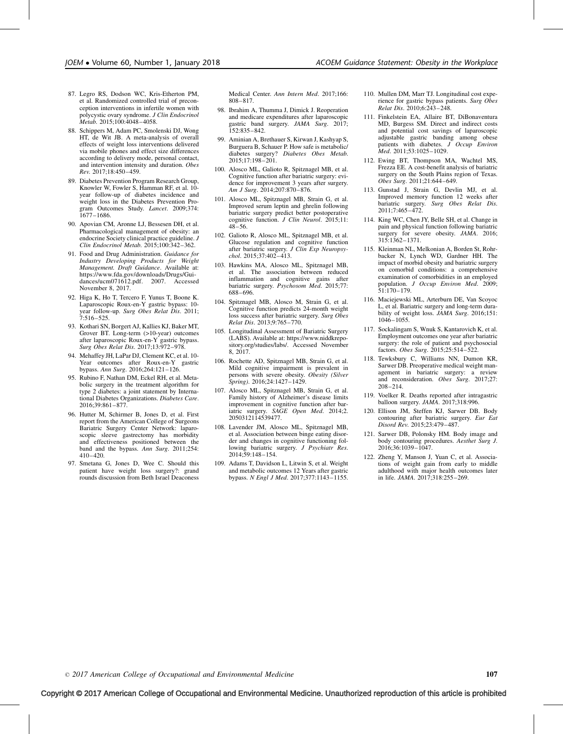87. Legro RS, Dodson WC, Kris-Etherton PM, et al. Randomized controlled trial of preconception interventions in infertile women with polycystic ovary syndrome. *J Clin Endocrinol Metab*. 2015;100:4048–4058.
88. Schippers M, Adam PC, Smolenski DJ, Wong HT, de Wit JB. A meta-analysis of overall effects of weight loss interventions delivered via mobile phones and effect size differences according to delivery mode, personal contact, and intervention intensity and duration. *Obes Rev*. 2017;18:450–459.
89. Diabetes Prevention Program Research Group, Knowler W, Fowler S, Hamman RF, et al. 10-year follow-up of diabetes incidence and weight loss in the Diabetes Prevention Program Outcomes Study. *Lancet*. 2009;374:1677–1686.
90. Apovian CM, Aronne LJ, Bessesen DH, et al. Pharmacological management of obesity: an endocrine Society clinical practice guideline. *J Clin Endocrinol Metab*. 2015;100:342–362.
91. Food and Drug Administration. *Guidance for Industry Developing Products for Weight Management. Draft Guidance*. Available at: https://www.fda.gov/downloads/Drugs/Guidances/ucm071612.pdf. 2007. Accessed November 8, 2017.
92. Higa K, Ho T, Tercero F, Yunus T, Boone K. Laparoscopic Roux-en-Y gastric bypass: 10-year follow-up. *Surg Obes Relat Dis*. 2011;7:516–525.
93. Kothari SN, Borgert AJ, Kallies KJ, Baker MT, Grover BT. Long-term (>10-year) outcomes after laparoscopic Roux-en-Y gastric bypass. *Surg Obes Relat Dis*. 2017;13:972–978.
94. Mehaffey JH, LaPar DJ, Clement KC, et al. 10-Year outcomes after Roux-en-Y gastric bypass. *Ann Surg*. 2016;264:121–126.
95. Rubino F, Nathan DM, Eckel RH, et al. Metabolic surgery in the treatment algorithm for type 2 diabetes: a joint statement by International Diabetes Organizations. *Diabetes Care*. 2016;39:861–877.
96. Hutter M, Schirmer B, Jones D, et al. First report from the American College of Surgeons Bariatric Surgery Center Network: laparoscopic sleeve gastrectomy has morbidity and effectiveness positioned between the band and the bypass. *Ann Surg*. 2011;254:410–420.
97. Smetana G, Jones D, Wee C. Should this patient have weight loss surgery?: grand rounds discussion from Beth Israel Deaconess Medical Center. *Ann Intern Med*. 2017;166:808–817.
98. Ibrahim A, Thumma J, Dimick J. Reoperation and medicare expenditures after laparoscopic gastric band surgery. *JAMA Surg*. 2017;152:835–842.
99. Aminian A, Brethauer S, Kirwan J, Kashyap S, Burguera B, Schauer P. How safe is metabolic/diabetes surgery? *Diabetes Obes Metab*. 2015;17:198–201.
100. Alosco ML, Galioto R, Spitznagel MB, et al. Cognitive function after bariatric surgery: evidence for improvement 3 years after surgery. *Am J Surg*. 2014;207:870–876.
101. Alosco ML, Spitznagel MB, Strain G, et al. Improved serum leptin and ghrelin following bariatric surgery predict better postoperative cognitive function. *J Clin Neurol*. 2015;11:48–56.
102. Galioto R, Alosco ML, Spitznagel MB, et al. Glucose regulation and cognitive function after bariatric surgery. *J Clin Exp Neuropsychol*. 2015;37:402–413.
103. Hawkins MA, Alosco ML, Spitznagel MB, et al. The association between reduced inflammation and cognitive gains after bariatric surgery. *Psychosom Med*. 2015;77:688–696.
104. Spitznagel MB, Alosco M, Strain G, et al. Cognitive function predicts 24-month weight loss success after bariatric surgery. *Surg Obes Relat Dis*. 2013;9:765–770.
105. Longitudinal Assessment of Bariatric Surgery (LABS). Available at: https://www.niddkrepository.org/studies/labs/. Accessed November 8, 2017.
106. Rochette AD, Spitznagel MB, Strain G, et al. Mild cognitive impairment is prevalent in persons with severe obesity. *Obesity (Silver Spring)*. 2016;24:1427–1429.
107. Alosco ML, Spitznagel MB, Strain G, et al. Family history of Alzheimer's disease limits improvement in cognitive function after bariatric surgery. *SAGE Open Med*. 2014;2. 2050312114539477.
108. Lavender JM, Alosco ML, Spitznagel MB, et al. Association between binge eating disorder and changes in cognitive functioning following bariatric surgery. *J Psychiatr Res*. 2014;59:148–154.
109. Adams T, Davidson L, Litwin S, et al. Weight and metabolic outcomes 12 Years after gastric bypass. *N Engl J Med*. 2017;377:1143–1155.
110. Mullen DM, Marr TJ. Longitudinal cost experience for gastric bypass patients. *Surg Obes Relat Dis*. 2010;6:243–248.
111. Finkelstein EA, Allaire BT, DiBonaventura MD, Burgess SM. Direct and indirect costs and potential cost savings of laparoscopic adjustable gastric banding among obese patients with diabetes. *J Occup Environ Med*. 2011;53:1025–1029.
112. Ewing BT, Thompson MA, Wachtel MS, Frezza EE. A cost-benefit analysis of bariatric surgery on the South Plains region of Texas. *Obes Surg*. 2011;21:644–649.
113. Gunstad J, Strain G, Devlin MJ, et al. Improved memory function 12 weeks after bariatric surgery. *Surg Obes Relat Dis*. 2011;7:465–472.
114. King WC, Chen JY, Belle SH, et al. Change in pain and physical function following bariatric surgery for severe obesity. *JAMA*. 2016;315:1362–1371.
115. Kleinman NL, Melkonian A, Borden St, Rohrbacker N, Lynch WD, Gardner HH. The impact of morbid obesity and bariatric surgery on comorbid conditions: a comprehensive examination of comorbidities in an employed population. *J Occup Environ Med*. 2009;51:170–179.
116. Maciejewski ML, Arterburn DE, Van Scoyoc L, et al. Bariatric surgery and long-term durability of weight loss. *JAMA Surg*. 2016;151:1046–1055.
117. Sockalingam S, Wnuk S, Kantarovich K, et al. Employment outcomes one year after bariatric surgery: the role of patient and psychosocial factors. *Obes Surg*. 2015;25:514–522.
118. Tewksbury C, Williams NN, Dumon KR, Sarwer DB. Preoperative medical weight management in bariatric surgery: a review and reconsideration. *Obes Surg*. 2017;27:208–214.
119. Voelker R. Deaths reported after intragastric balloon surgery. *JAMA*. 2017;318:996.
120. Ellison JM, Steffen KJ, Sarwer DB. Body contouring after bariatric surgery. *Eur Eat Disord Rev*. 2015;23:479–487.
121. Sarwer DB, Polonsky HM. Body image and body contouring procedures. *Aesthet Surg J*. 2016;36:1039–1047.
122. Zheng Y, Manson J, Yuan C, et al. Associations of weight gain from early to middle adulthood with major health outcomes later in life. *JAMA*. 2017;318:255–269.